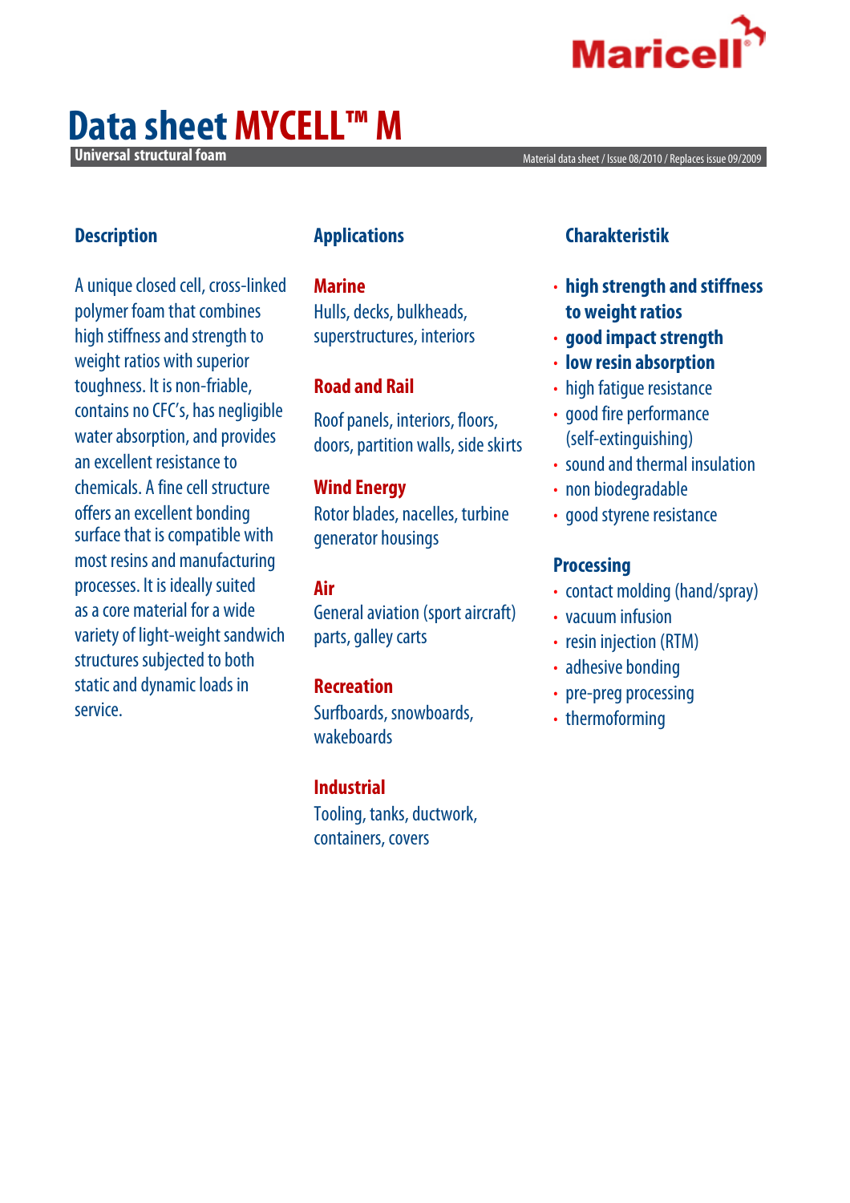Maricell

# Data sheet MYCELL™ M

**Universal structural foam**

Material data sheet / Issue 08/2010 / Replaces issue 09/2009

## Description

A unique closed cell, cross-linked polymer foam that combines high stiffness and strength to weight ratios with superior toughness. It is non-friable, contains no CFC's, has negligible water absorption, and provides an excellent resistance to chemicals. A fine cell structure offers an excellent bonding surface that is compatible with most resins and manufacturing processes. It is ideally suited as a core material for a wide variety of light-weight sandwich structures subjected to both static and dynamic loads in service.

## Applications

### Marine

Hulls, decks, bulkheads, superstructures, interiors

### Road and Rail

Roof panels, interiors, floors, doors, partition walls, side skirts

### Wind Energy

Rotor blades, nacelles, turbine generator housings

### Air

General aviation (sport aircraft) parts, galley carts

### Recreation

Surfboards, snowboards, wakeboards

### Industrial

Tooling, tanks, ductwork, containers, covers

## Charakteristik

- **high strength and stiffness to weight ratios**
- **good impact strength**
- **low resin absorption**
- high fatigue resistance
- good fire performance (self-extinguishing)
- sound and thermal insulation
- non biodegradable
- good styrene resistance

## Processing

- contact molding (hand/spray)
- vacuum infusion
- resin injection (RTM)
- adhesive bonding
- pre-preg processing
- thermoforming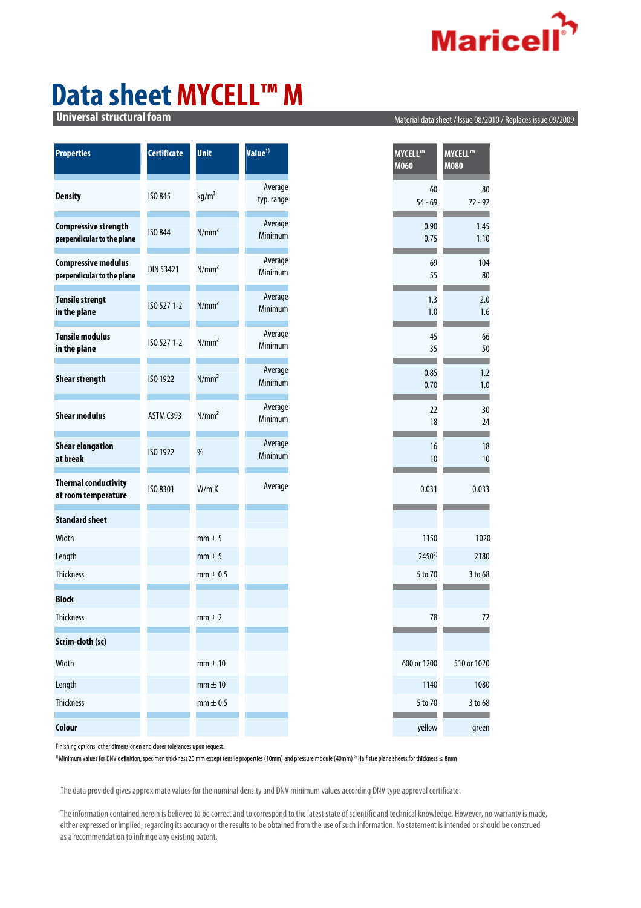# Data sheet MYCELL™ M

## Universal structural foam

Material data sheet / Issue 08/2010 / Replaces issue 09/2009

| Properties | Certificate | Unit | Value[1] | MYCELL™ M060 | MYCELL™ M080 |
|---|---|---|---|---|---|
| **Density** | ISO 845 | kg/m$^3$ | Average<br>typ. range | 60<br>54 - 69 | 80<br>72 - 92 |
| **Compressive strength perpendicular to the plane** | ISO 844 | N/mm$^2$ | Average<br>Minimum | 0.90<br>0.75 | 1.45<br>1.10 |
| **Compressive modulus perpendicular to the plane** | DIN 53421 | N/mm$^2$ | Average<br>Minimum | 69<br>55 | 104<br>80 |
| **Tensile strengt in the plane** | ISO 527 1-2 | N/mm$^2$ | Average<br>Minimum | 1.3<br>1.0 | 2.0<br>1.6 |
| **Tensile modulus in the plane** | ISO 527 1-2 | N/mm$^2$ | Average<br>Minimum | 45<br>35 | 66<br>50 |
| **Shear strength** | ISO 1922 | N/mm$^2$ | Average<br>Minimum | 0.85<br>0.70 | 1.2<br>1.0 |
| **Shear modulus** | ASTM C393 | N/mm$^2$ | Average<br>Minimum | 22<br>18 | 30<br>24 |
| **Shear elongation at break** | ISO 1922 | % | Average<br>Minimum | 16<br>10 | 18<br>10 |
| **Thermal conductivity at room temperature** | ISO 8301 | W/m.K | Average | 0.031 | 0.033 |
| **Standard sheet** | | | | | |
| Width | | mm ± 5 | | 1150 | 1020 |
| Length | | mm ± 5 | | 2450[2] | 2180 |
| Thickness | | mm ± 0.5 | | 5 to 70 | 3 to 68 |
| **Block** | | | | | |
| Thickness | | mm ± 2 | | 78 | 72 |
| **Scrim-cloth (sc)** | | | | | |
| Width | | mm ± 10 | | 600 or 1200 | 510 or 1020 |
| Length | | mm ± 10 | | 1140 | 1080 |
| Thickness | | mm ± 0.5 | | 5 to 70 | 3 to 68 |
| **Colour** | | | | yellow | green |

Finishing options, other dimensionen and closer tolerances upon request.

[1] Minimum values for DNV definition, specimen thickness 20 mm except tensile properties (10mm) and pressure module (40mm) [2] Half size plane sheets for thickness ≤ 8mm

The data provided gives approximate values for the nominal density and DNV minimum values according DNV type approval certificate.

The information contained herein is believed to be correct and to correspond to the latest state of scientific and technical knowledge. However, no warranty is made, either expressed or implied, regarding its accuracy or the results to be obtained from the use of such information. No statement is intended or should be construed as a recommendation to infringe any existing patent.